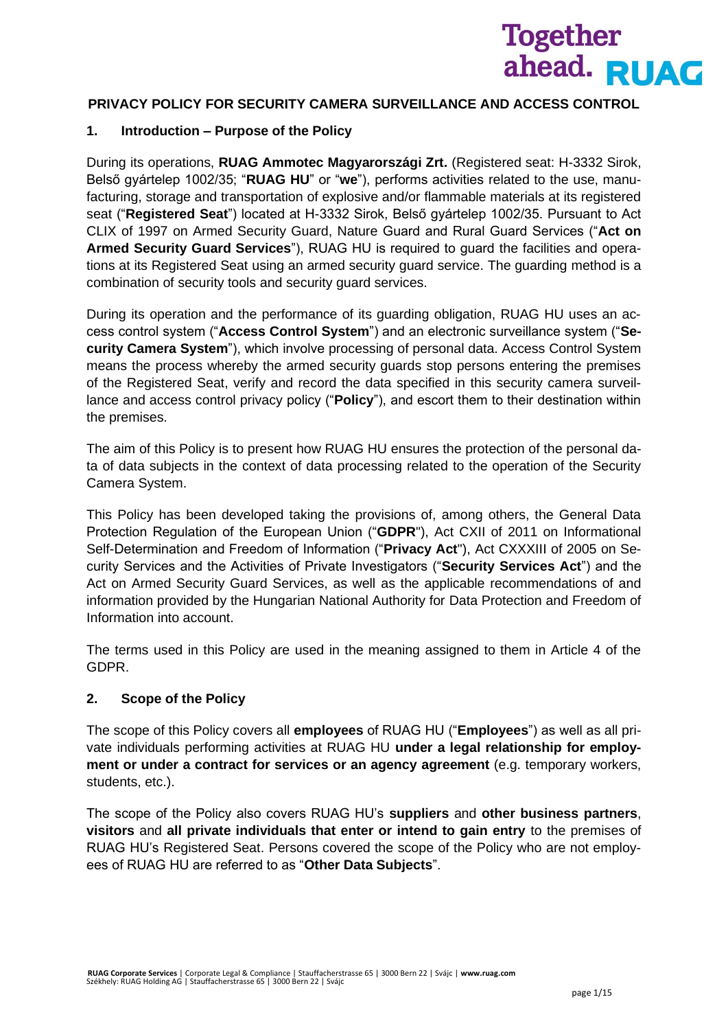# PRIVACY POLICY FOR SECURITY CAMERA SURVEILLANCE AND ACCESS CONTROL

## 1. Introduction – Purpose of the Policy

During its operations, **RUAG Ammotec Magyarországi Zrt.** (Registered seat: H-3332 Sirok, Belső gyártelep 1002/35; "**RUAG HU**" or "**we**"), performs activities related to the use, manufacturing, storage and transportation of explosive and/or flammable materials at its registered seat ("**Registered Seat**") located at H-3332 Sirok, Belső gyártelep 1002/35. Pursuant to Act CLIX of 1997 on Armed Security Guard, Nature Guard and Rural Guard Services ("**Act on Armed Security Guard Services**"), RUAG HU is required to guard the facilities and operations at its Registered Seat using an armed security guard service. The guarding method is a combination of security tools and security guard services.

During its operation and the performance of its guarding obligation, RUAG HU uses an access control system ("**Access Control System**") and an electronic surveillance system ("**Security Camera System**"), which involve processing of personal data. Access Control System means the process whereby the armed security guards stop persons entering the premises of the Registered Seat, verify and record the data specified in this security camera surveillance and access control privacy policy ("**Policy**"), and escort them to their destination within the premises.

The aim of this Policy is to present how RUAG HU ensures the protection of the personal data of data subjects in the context of data processing related to the operation of the Security Camera System.

This Policy has been developed taking the provisions of, among others, the General Data Protection Regulation of the European Union ("**GDPR**"), Act CXII of 2011 on Informational Self-Determination and Freedom of Information ("**Privacy Act**"), Act CXXXIII of 2005 on Security Services and the Activities of Private Investigators ("**Security Services Act**") and the Act on Armed Security Guard Services, as well as the applicable recommendations of and information provided by the Hungarian National Authority for Data Protection and Freedom of Information into account.

The terms used in this Policy are used in the meaning assigned to them in Article 4 of the GDPR.

## 2. Scope of the Policy

The scope of this Policy covers all **employees** of RUAG HU ("**Employees**") as well as all private individuals performing activities at RUAG HU **under a legal relationship for employment or under a contract for services or an agency agreement** (e.g. temporary workers, students, etc.).

The scope of the Policy also covers RUAG HU's **suppliers** and **other business partners**, **visitors** and **all private individuals that enter or intend to gain entry** to the premises of RUAG HU's Registered Seat. Persons covered the scope of the Policy who are not employees of RUAG HU are referred to as "**Other Data Subjects**".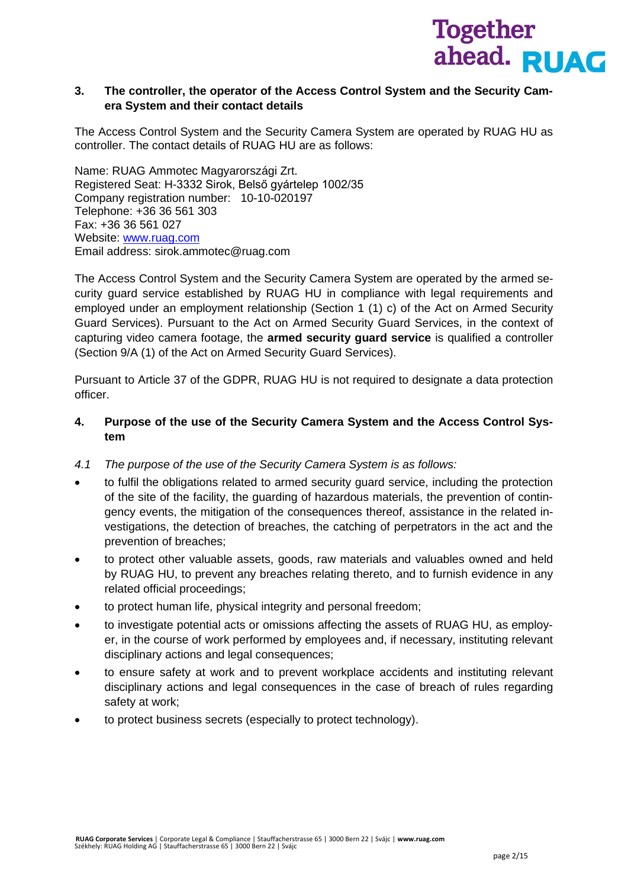## 3. The controller, the operator of the Access Control System and the Security Camera System and their contact details

The Access Control System and the Security Camera System are operated by RUAG HU as controller. The contact details of RUAG HU are as follows:

Name: RUAG Ammotec Magyarországi Zrt.
Registered Seat: H-3332 Sirok, Belső gyártelep 1002/35
Company registration number: 10-10-020197
Telephone: +36 36 561 303
Fax: +36 36 561 027
Website: www.ruag.com
Email address: sirok.ammotec@ruag.com

The Access Control System and the Security Camera System are operated by the armed security guard service established by RUAG HU in compliance with legal requirements and employed under an employment relationship (Section 1 (1) c) of the Act on Armed Security Guard Services). Pursuant to the Act on Armed Security Guard Services, in the context of capturing video camera footage, the **armed security guard service** is qualified a controller (Section 9/A (1) of the Act on Armed Security Guard Services).

Pursuant to Article 37 of the GDPR, RUAG HU is not required to designate a data protection officer.

## 4. Purpose of the use of the Security Camera System and the Access Control System

*4.1 The purpose of the use of the Security Camera System is as follows:*

- to fulfil the obligations related to armed security guard service, including the protection of the site of the facility, the guarding of hazardous materials, the prevention of contingency events, the mitigation of the consequences thereof, assistance in the related investigations, the detection of breaches, the catching of perpetrators in the act and the prevention of breaches;
- to protect other valuable assets, goods, raw materials and valuables owned and held by RUAG HU, to prevent any breaches relating thereto, and to furnish evidence in any related official proceedings;
- to protect human life, physical integrity and personal freedom;
- to investigate potential acts or omissions affecting the assets of RUAG HU, as employer, in the course of work performed by employees and, if necessary, instituting relevant disciplinary actions and legal consequences;
- to ensure safety at work and to prevent workplace accidents and instituting relevant disciplinary actions and legal consequences in the case of breach of rules regarding safety at work;
- to protect business secrets (especially to protect technology).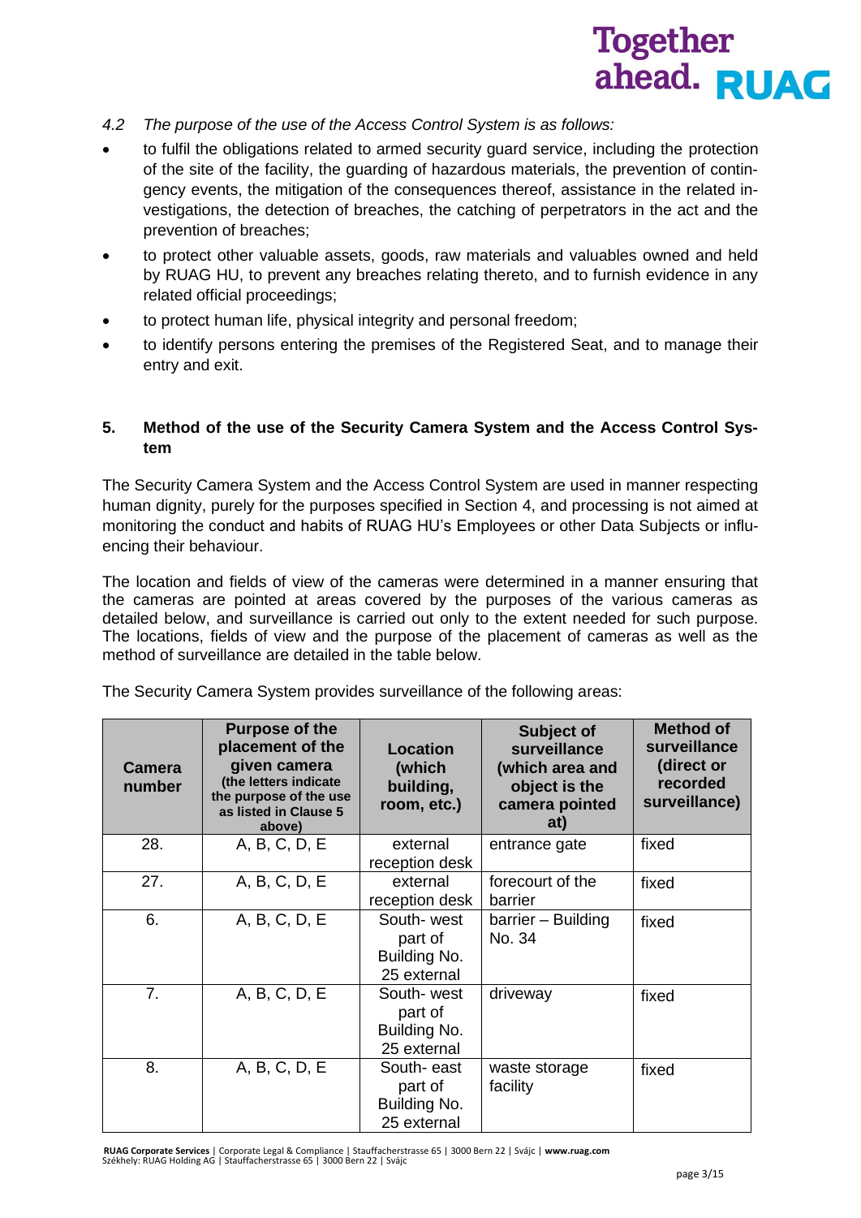*4.2 The purpose of the use of the Access Control System is as follows:*

- to fulfil the obligations related to armed security guard service, including the protection of the site of the facility, the guarding of hazardous materials, the prevention of contingency events, the mitigation of the consequences thereof, assistance in the related investigations, the detection of breaches, the catching of perpetrators in the act and the prevention of breaches;
- to protect other valuable assets, goods, raw materials and valuables owned and held by RUAG HU, to prevent any breaches relating thereto, and to furnish evidence in any related official proceedings;
- to protect human life, physical integrity and personal freedom;
- to identify persons entering the premises of the Registered Seat, and to manage their entry and exit.

## 5. Method of the use of the Security Camera System and the Access Control System

The Security Camera System and the Access Control System are used in manner respecting human dignity, purely for the purposes specified in Section 4, and processing is not aimed at monitoring the conduct and habits of RUAG HU's Employees or other Data Subjects or influencing their behaviour.

The location and fields of view of the cameras were determined in a manner ensuring that the cameras are pointed at areas covered by the purposes of the various cameras as detailed below, and surveillance is carried out only to the extent needed for such purpose. The locations, fields of view and the purpose of the placement of cameras as well as the method of surveillance are detailed in the table below.

The Security Camera System provides surveillance of the following areas:

| Camera number | Purpose of the placement of the given camera (the letters indicate the purpose of the use as listed in Clause 5 above) | Location (which building, room, etc.) | Subject of surveillance (which area and object is the camera pointed at) | Method of surveillance (direct or recorded surveillance) |
|---|---|---|---|---|
| 28. | A, B, C, D, E | external reception desk | entrance gate | fixed |
| 27. | A, B, C, D, E | external reception desk | forecourt of the barrier | fixed |
| 6. | A, B, C, D, E | South- west part of Building No. 25 external | barrier – Building No. 34 | fixed |
| 7. | A, B, C, D, E | South- west part of Building No. 25 external | driveway | fixed |
| 8. | A, B, C, D, E | South- east part of Building No. 25 external | waste storage facility | fixed |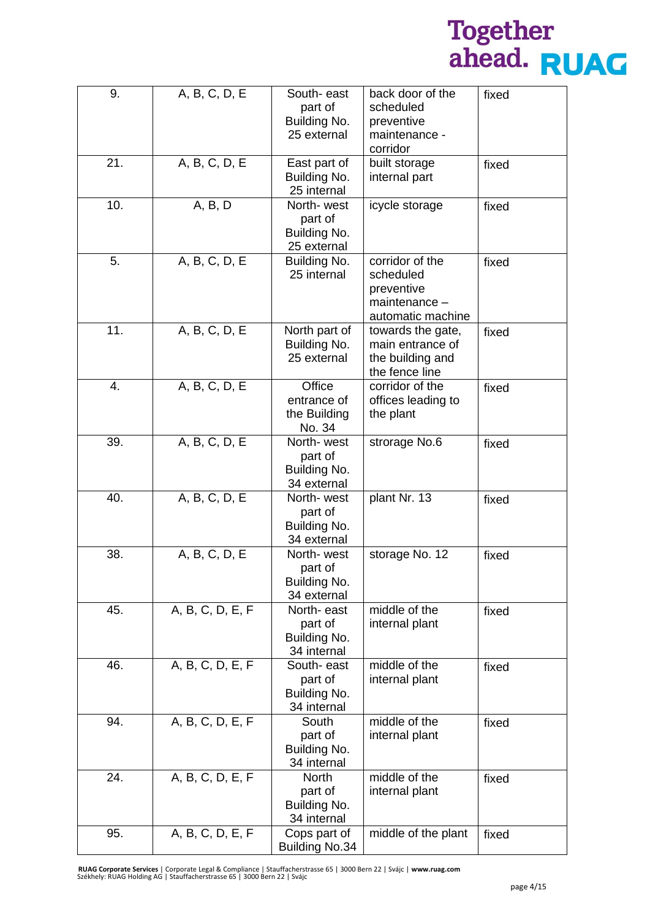| | | | | |
|---|---|---|---|---|
| 9. | A, B, C, D, E | South- east part of Building No. 25 external | back door of the scheduled preventive maintenance - corridor | fixed |
| 21. | A, B, C, D, E | East part of Building No. 25 internal | built storage internal part | fixed |
| 10. | A, B, D | North- west part of Building No. 25 external | icycle storage | fixed |
| 5. | A, B, C, D, E | Building No. 25 internal | corridor of the scheduled preventive maintenance – automatic machine | fixed |
| 11. | A, B, C, D, E | North part of Building No. 25 external | towards the gate, main entrance of the building and the fence line | fixed |
| 4. | A, B, C, D, E | Office entrance of the Building No. 34 | corridor of the offices leading to the plant | fixed |
| 39. | A, B, C, D, E | North- west part of Building No. 34 external | strorage No.6 | fixed |
| 40. | A, B, C, D, E | North- west part of Building No. 34 external | plant Nr. 13 | fixed |
| 38. | A, B, C, D, E | North- west part of Building No. 34 external | storage No. 12 | fixed |
| 45. | A, B, C, D, E, F | North- east part of Building No. 34 internal | middle of the internal plant | fixed |
| 46. | A, B, C, D, E, F | South- east part of Building No. 34 internal | middle of the internal plant | fixed |
| 94. | A, B, C, D, E, F | South part of Building No. 34 internal | middle of the internal plant | fixed |
| 24. | A, B, C, D, E, F | North part of Building No. 34 internal | middle of the internal plant | fixed |
| 95. | A, B, C, D, E, F | Cops part of Building No.34 | middle of the plant | fixed |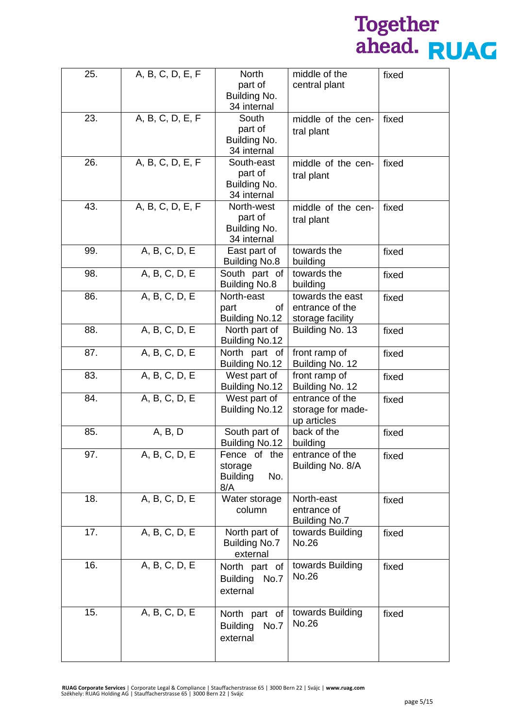| | | | | |
|---|---|---|---|---|
| 25. | A, B, C, D, E, F | North part of Building No. 34 internal | middle of the central plant | fixed |
| 23. | A, B, C, D, E, F | South part of Building No. 34 internal | middle of the central plant | fixed |
| 26. | A, B, C, D, E, F | South-east part of Building No. 34 internal | middle of the central plant | fixed |
| 43. | A, B, C, D, E, F | North-west part of Building No. 34 internal | middle of the central plant | fixed |
| 99. | A, B, C, D, E | East part of Building No.8 | towards the building | fixed |
| 98. | A, B, C, D, E | South part of Building No.8 | towards the building | fixed |
| 86. | A, B, C, D, E | North-east part of Building No.12 | towards the east entrance of the storage facility | fixed |
| 88. | A, B, C, D, E | North part of Building No.12 | Building No. 13 | fixed |
| 87. | A, B, C, D, E | North part of Building No.12 | front ramp of Building No. 12 | fixed |
| 83. | A, B, C, D, E | West part of Building No.12 | front ramp of Building No. 12 | fixed |
| 84. | A, B, C, D, E | West part of Building No.12 | entrance of the storage for made-up articles | fixed |
| 85. | A, B, D | South part of Building No.12 | back of the building | fixed |
| 97. | A, B, C, D, E | Fence of the storage Building No. 8/A | entrance of the Building No. 8/A | fixed |
| 18. | A, B, C, D, E | Water storage column | North-east entrance of Building No.7 | fixed |
| 17. | A, B, C, D, E | North part of Building No.7 external | towards Building No.26 | fixed |
| 16. | A, B, C, D, E | North part of Building No.7 external | towards Building No.26 | fixed |
| 15. | A, B, C, D, E | North part of Building No.7 external | towards Building No.26 | fixed |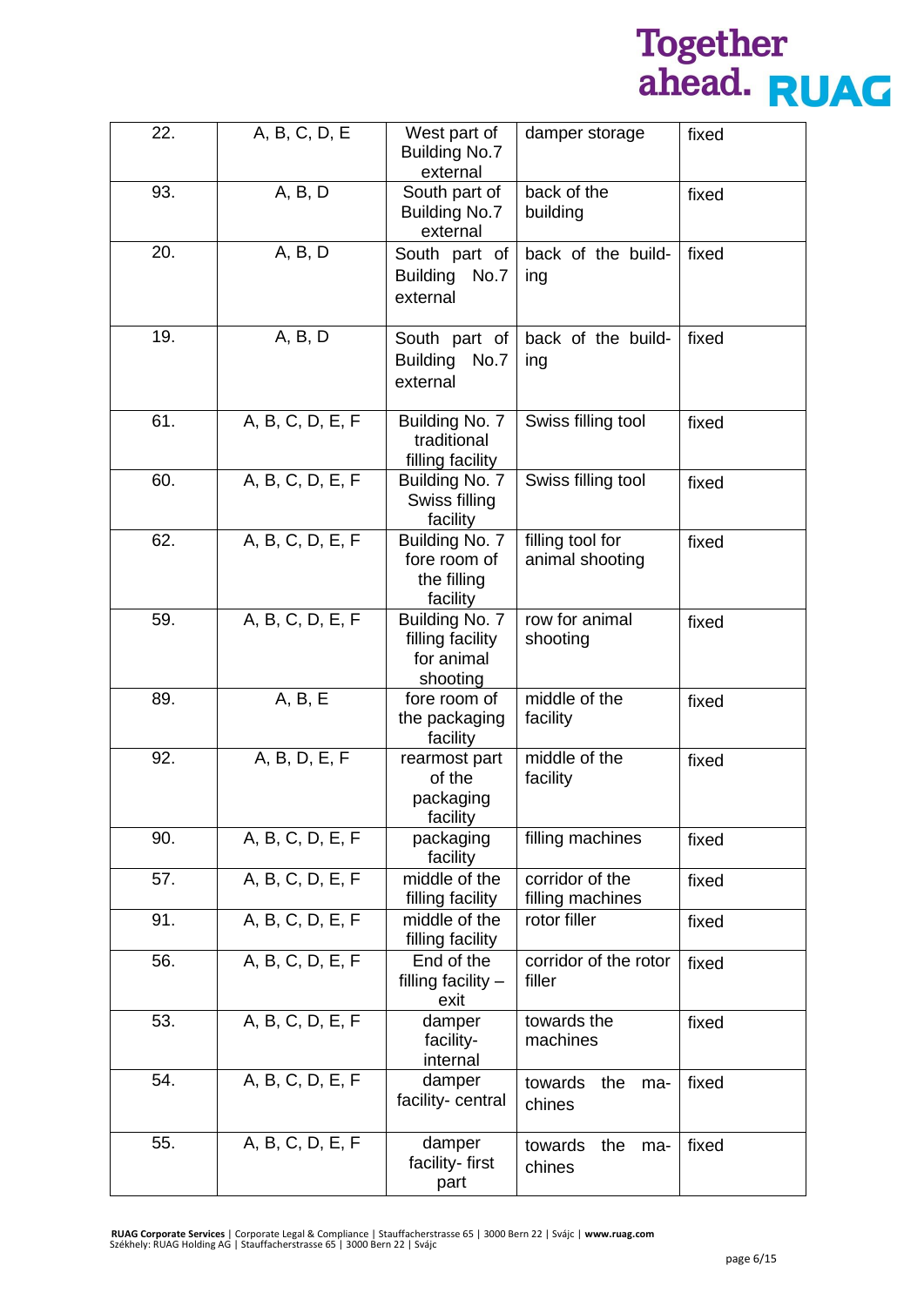| | | | | |
|---|---|---|---|---|
| 22. | A, B, C, D, E | West part of Building No.7 external | damper storage | fixed |
| 93. | A, B, D | South part of Building No.7 external | back of the building | fixed |
| 20. | A, B, D | South part of Building No.7 external | back of the building | fixed |
| 19. | A, B, D | South part of Building No.7 external | back of the building | fixed |
| 61. | A, B, C, D, E, F | Building No. 7 traditional filling facility | Swiss filling tool | fixed |
| 60. | A, B, C, D, E, F | Building No. 7 Swiss filling facility | Swiss filling tool | fixed |
| 62. | A, B, C, D, E, F | Building No. 7 fore room of the filling facility | filling tool for animal shooting | fixed |
| 59. | A, B, C, D, E, F | Building No. 7 filling facility for animal shooting | row for animal shooting | fixed |
| 89. | A, B, E | fore room of the packaging facility | middle of the facility | fixed |
| 92. | A, B, D, E, F | rearmost part of the packaging facility | middle of the facility | fixed |
| 90. | A, B, C, D, E, F | packaging facility | filling machines | fixed |
| 57. | A, B, C, D, E, F | middle of the filling facility | corridor of the filling machines | fixed |
| 91. | A, B, C, D, E, F | middle of the filling facility | rotor filler | fixed |
| 56. | A, B, C, D, E, F | End of the filling facility – exit | corridor of the rotor filler | fixed |
| 53. | A, B, C, D, E, F | damper facility- internal | towards the machines | fixed |
| 54. | A, B, C, D, E, F | damper facility- central | towards the machines | fixed |
| 55. | A, B, C, D, E, F | damper facility- first part | towards the machines | fixed |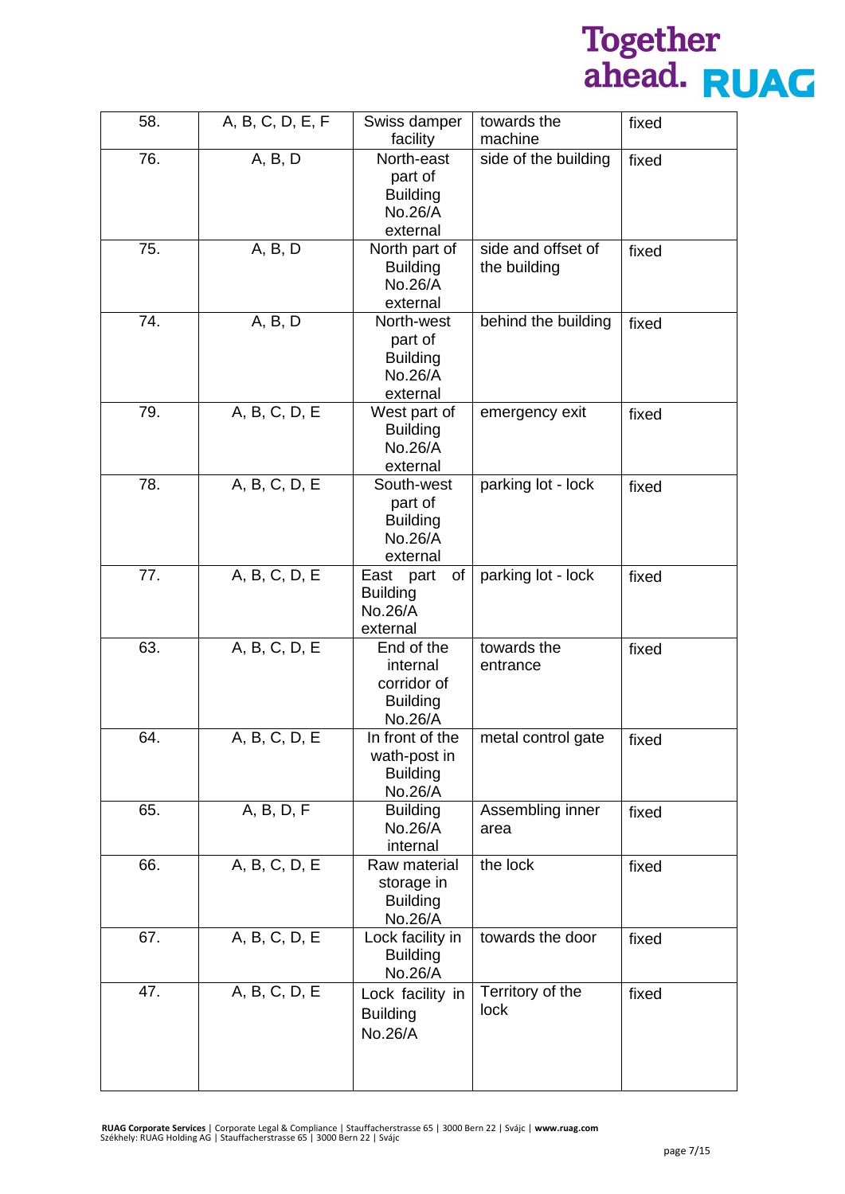| | | | | |
|---|---|---|---|---|
| 58. | A, B, C, D, E, F | Swiss damper facility | towards the machine | fixed |
| 76. | A, B, D | North-east part of Building No.26/A external | side of the building | fixed |
| 75. | A, B, D | North part of Building No.26/A external | side and offset of the building | fixed |
| 74. | A, B, D | North-west part of Building No.26/A external | behind the building | fixed |
| 79. | A, B, C, D, E | West part of Building No.26/A external | emergency exit | fixed |
| 78. | A, B, C, D, E | South-west part of Building No.26/A external | parking lot - lock | fixed |
| 77. | A, B, C, D, E | East part of Building No.26/A external | parking lot - lock | fixed |
| 63. | A, B, C, D, E | End of the internal corridor of Building No.26/A | towards the entrance | fixed |
| 64. | A, B, C, D, E | In front of the wath-post in Building No.26/A | metal control gate | fixed |
| 65. | A, B, D, F | Building No.26/A internal | Assembling inner area | fixed |
| 66. | A, B, C, D, E | Raw material storage in Building No.26/A | the lock | fixed |
| 67. | A, B, C, D, E | Lock facility in Building No.26/A | towards the door | fixed |
| 47. | A, B, C, D, E | Lock facility in Building No.26/A | Territory of the lock | fixed |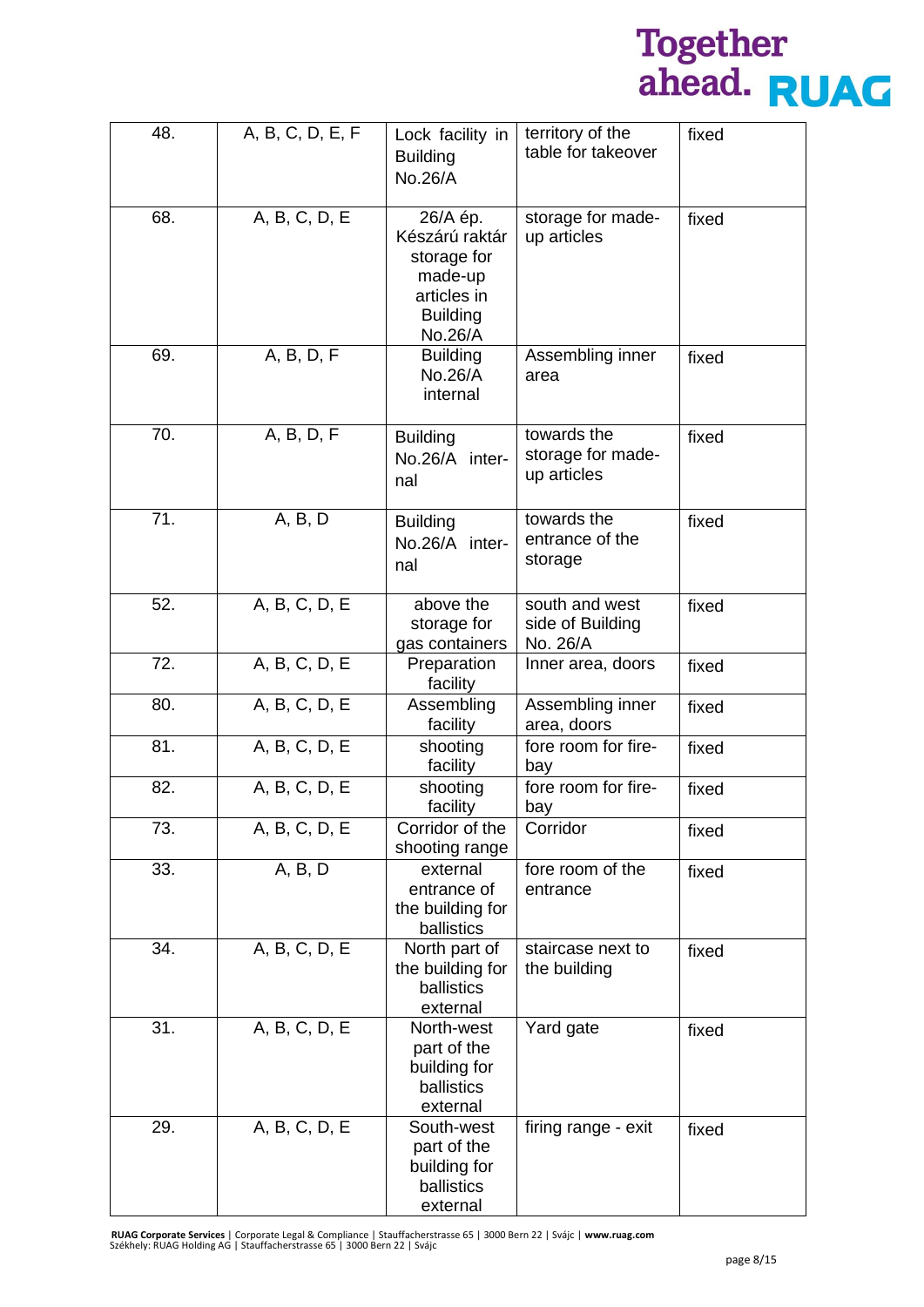| | | | | |
|---|---|---|---|---|
| 48. | A, B, C, D, E, F | Lock facility in Building No.26/A | territory of the table for takeover | fixed |
| 68. | A, B, C, D, E | 26/A ép. Készárú raktár storage for made-up articles in Building No.26/A | storage for made-up articles | fixed |
| 69. | A, B, D, F | Building No.26/A internal | Assembling inner area | fixed |
| 70. | A, B, D, F | Building No.26/A inter-nal | towards the storage for made-up articles | fixed |
| 71. | A, B, D | Building No.26/A inter-nal | towards the entrance of the storage | fixed |
| 52. | A, B, C, D, E | above the storage for gas containers | south and west side of Building No. 26/A | fixed |
| 72. | A, B, C, D, E | Preparation facility | Inner area, doors | fixed |
| 80. | A, B, C, D, E | Assembling facility | Assembling inner area, doors | fixed |
| 81. | A, B, C, D, E | shooting facility | fore room for fire-bay | fixed |
| 82. | A, B, C, D, E | shooting facility | fore room for fire-bay | fixed |
| 73. | A, B, C, D, E | Corridor of the shooting range | Corridor | fixed |
| 33. | A, B, D | external entrance of the building for ballistics | fore room of the entrance | fixed |
| 34. | A, B, C, D, E | North part of the building for ballistics external | staircase next to the building | fixed |
| 31. | A, B, C, D, E | North-west part of the building for ballistics external | Yard gate | fixed |
| 29. | A, B, C, D, E | South-west part of the building for ballistics external | firing range - exit | fixed |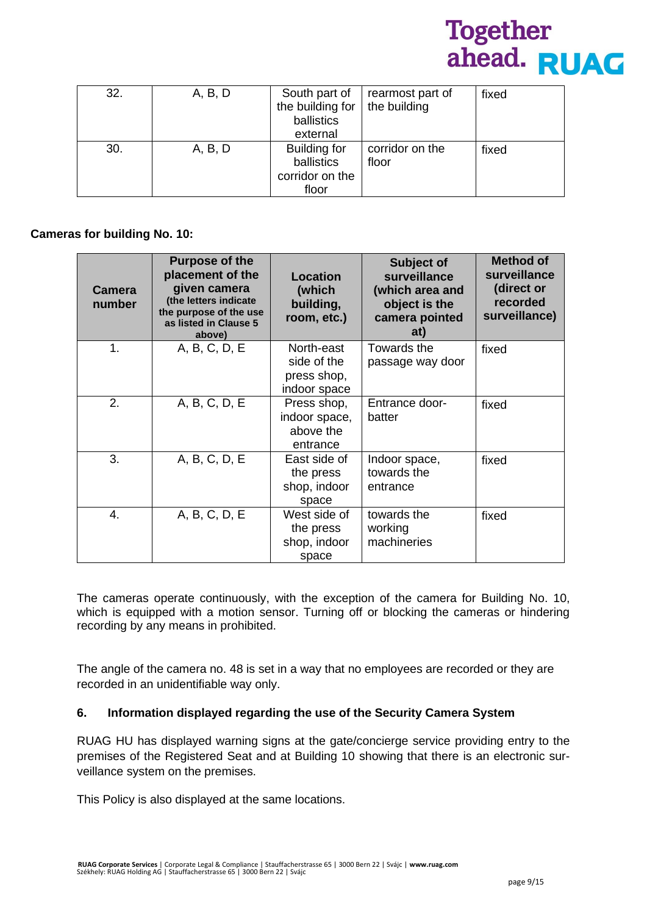| | | | | |
|---|---|---|---|---|
| 32. | A, B, D | South part of the building for ballistics external | rearmost part of the building | fixed |
| 30. | A, B, D | Building for ballistics corridor on the floor | corridor on the floor | fixed |

**Cameras for building No. 10:**

| Camera number | Purpose of the placement of the given camera (the letters indicate the purpose of the use as listed in Clause 5 above) | Location (which building, room, etc.) | Subject of surveillance (which area and object is the camera pointed at) | Method of surveillance (direct or recorded surveillance) |
|---|---|---|---|---|
| 1. | A, B, C, D, E | North-east side of the press shop, indoor space | Towards the passage way door | fixed |
| 2. | A, B, C, D, E | Press shop, indoor space, above the entrance | Entrance door-batter | fixed |
| 3. | A, B, C, D, E | East side of the press shop, indoor space | Indoor space, towards the entrance | fixed |
| 4. | A, B, C, D, E | West side of the press shop, indoor space | towards the working machineries | fixed |

The cameras operate continuously, with the exception of the camera for Building No. 10, which is equipped with a motion sensor. Turning off or blocking the cameras or hindering recording by any means in prohibited.

The angle of the camera no. 48 is set in a way that no employees are recorded or they are recorded in an unidentifiable way only.

**6. Information displayed regarding the use of the Security Camera System**

RUAG HU has displayed warning signs at the gate/concierge service providing entry to the premises of the Registered Seat and at Building 10 showing that there is an electronic surveillance system on the premises.

This Policy is also displayed at the same locations.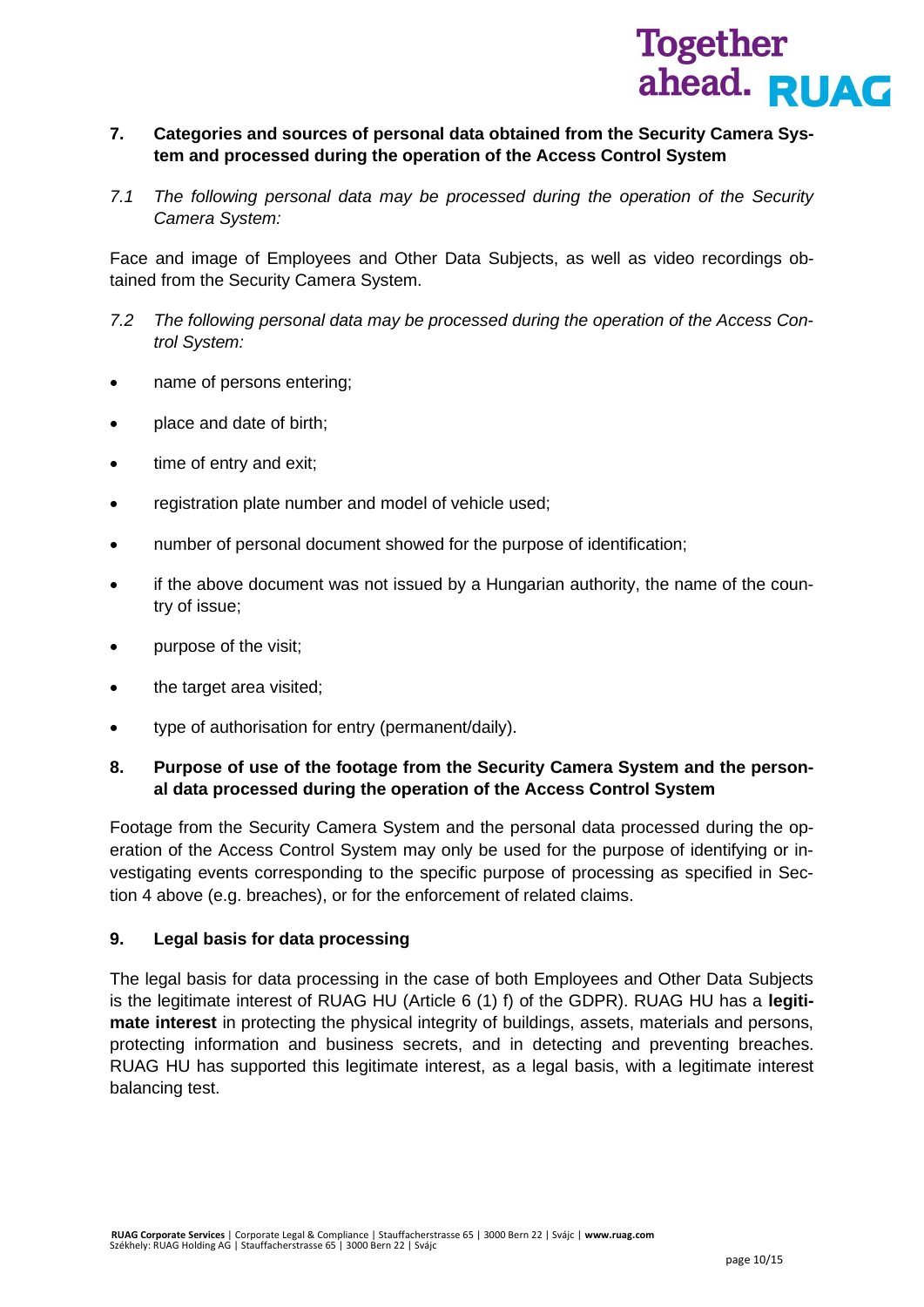## 7. Categories and sources of personal data obtained from the Security Camera System and processed during the operation of the Access Control System

*7.1 The following personal data may be processed during the operation of the Security Camera System:*

Face and image of Employees and Other Data Subjects, as well as video recordings obtained from the Security Camera System.

*7.2 The following personal data may be processed during the operation of the Access Control System:*

- name of persons entering;
- place and date of birth;
- time of entry and exit;
- registration plate number and model of vehicle used;
- number of personal document showed for the purpose of identification;
- if the above document was not issued by a Hungarian authority, the name of the country of issue;
- purpose of the visit;
- the target area visited;
- type of authorisation for entry (permanent/daily).

## 8. Purpose of use of the footage from the Security Camera System and the personal data processed during the operation of the Access Control System

Footage from the Security Camera System and the personal data processed during the operation of the Access Control System may only be used for the purpose of identifying or investigating events corresponding to the specific purpose of processing as specified in Section 4 above (e.g. breaches), or for the enforcement of related claims.

## 9. Legal basis for data processing

The legal basis for data processing in the case of both Employees and Other Data Subjects is the legitimate interest of RUAG HU (Article 6 (1) f) of the GDPR). RUAG HU has a **legitimate interest** in protecting the physical integrity of buildings, assets, materials and persons, protecting information and business secrets, and in detecting and preventing breaches. RUAG HU has supported this legitimate interest, as a legal basis, with a legitimate interest balancing test.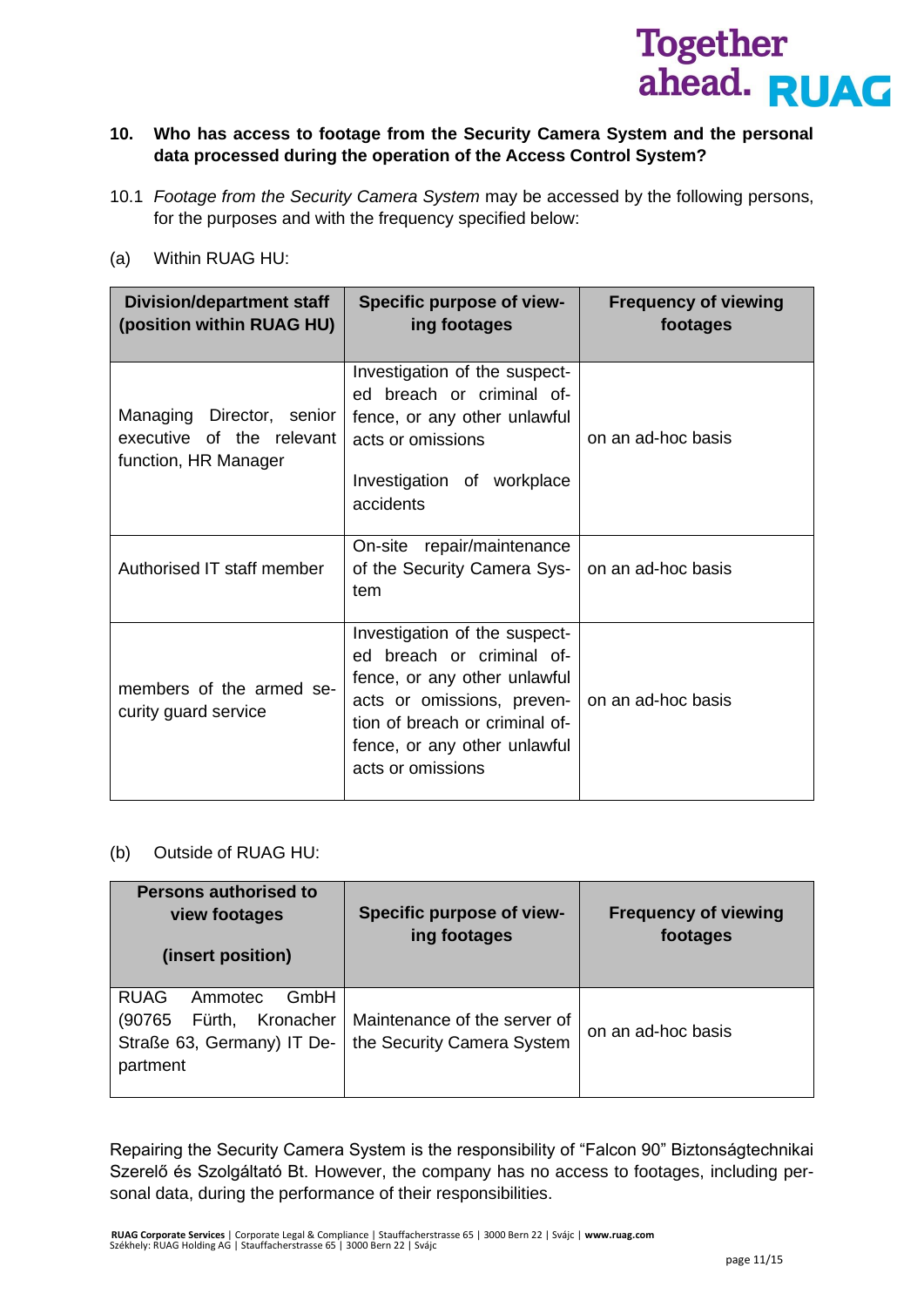## 10. Who has access to footage from the Security Camera System and the personal data processed during the operation of the Access Control System?

10.1 *Footage from the Security Camera System* may be accessed by the following persons, for the purposes and with the frequency specified below:

(a) Within RUAG HU:

| Division/department staff (position within RUAG HU) | Specific purpose of viewing footages | Frequency of viewing footages |
|---|---|---|
| Managing Director, senior executive of the relevant function, HR Manager | Investigation of the suspected breach or criminal offence, or any other unlawful acts or omissions<br><br>Investigation of workplace accidents | on an ad-hoc basis |
| Authorised IT staff member | On-site repair/maintenance of the Security Camera System | on an ad-hoc basis |
| members of the armed security guard service | Investigation of the suspected breach or criminal offence, or any other unlawful acts or omissions, prevention of breach or criminal offence, or any other unlawful acts or omissions | on an ad-hoc basis |

(b) Outside of RUAG HU:

| Persons authorised to view footages<br><br>(insert position) | Specific purpose of viewing footages | Frequency of viewing footages |
|---|---|---|
| RUAG Ammotec GmbH (90765 Fürth, Kronacher Straße 63, Germany) IT Department | Maintenance of the server of the Security Camera System | on an ad-hoc basis |

Repairing the Security Camera System is the responsibility of "Falcon 90" Biztonságtechnikai Szerelő és Szolgáltató Bt. However, the company has no access to footages, including personal data, during the performance of their responsibilities.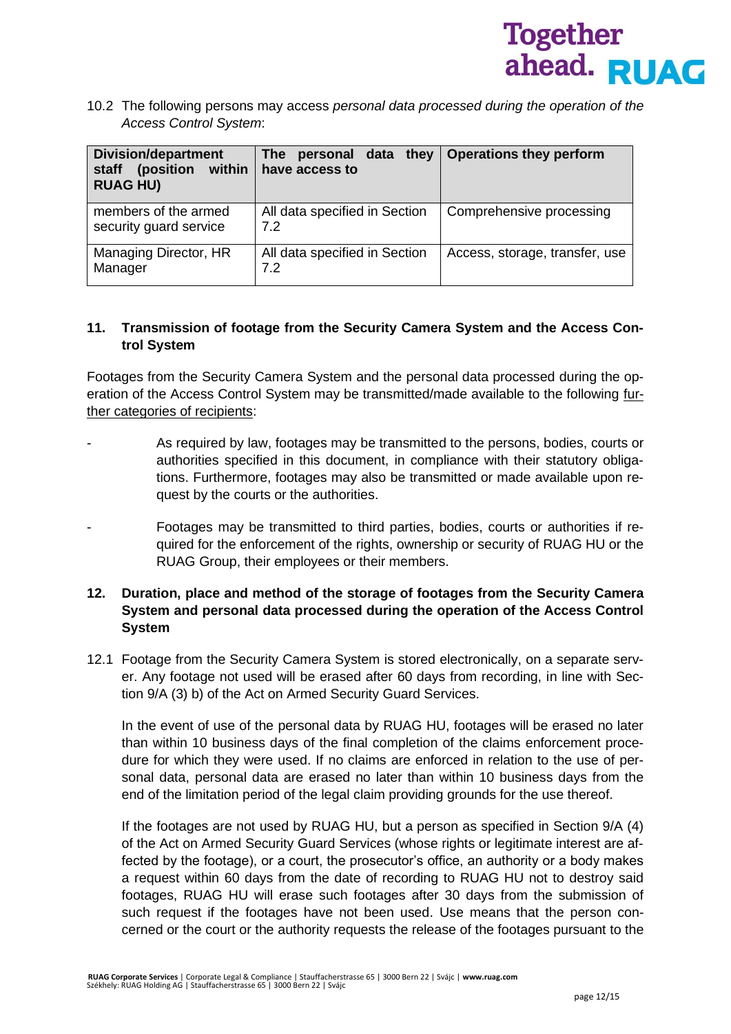10.2 The following persons may access *personal data processed during the operation of the Access Control System*:

| Division/department staff (position within RUAG HU) | The personal data they have access to | Operations they perform |
| --- | --- | --- |
| members of the armed security guard service | All data specified in Section 7.2 | Comprehensive processing |
| Managing Director, HR Manager | All data specified in Section 7.2 | Access, storage, transfer, use |

## 11. Transmission of footage from the Security Camera System and the Access Control System

Footages from the Security Camera System and the personal data processed during the operation of the Access Control System may be transmitted/made available to the following further categories of recipients:

- As required by law, footages may be transmitted to the persons, bodies, courts or authorities specified in this document, in compliance with their statutory obligations. Furthermore, footages may also be transmitted or made available upon request by the courts or the authorities.
- Footages may be transmitted to third parties, bodies, courts or authorities if required for the enforcement of the rights, ownership or security of RUAG HU or the RUAG Group, their employees or their members.

## 12. Duration, place and method of the storage of footages from the Security Camera System and personal data processed during the operation of the Access Control System

12.1 Footage from the Security Camera System is stored electronically, on a separate server. Any footage not used will be erased after 60 days from recording, in line with Section 9/A (3) b) of the Act on Armed Security Guard Services.

In the event of use of the personal data by RUAG HU, footages will be erased no later than within 10 business days of the final completion of the claims enforcement procedure for which they were used. If no claims are enforced in relation to the use of personal data, personal data are erased no later than within 10 business days from the end of the limitation period of the legal claim providing grounds for the use thereof.

If the footages are not used by RUAG HU, but a person as specified in Section 9/A (4) of the Act on Armed Security Guard Services (whose rights or legitimate interest are affected by the footage), or a court, the prosecutor's office, an authority or a body makes a request within 60 days from the date of recording to RUAG HU not to destroy said footages, RUAG HU will erase such footages after 30 days from the submission of such request if the footages have not been used. Use means that the person concerned or the court or the authority requests the release of the footages pursuant to the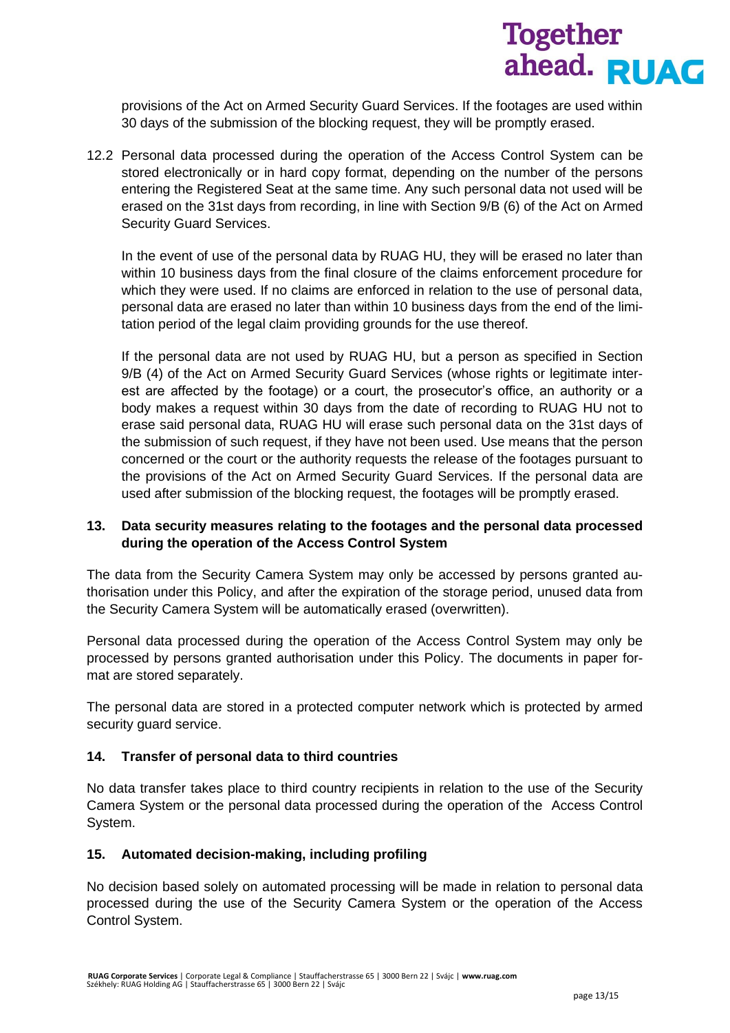provisions of the Act on Armed Security Guard Services. If the footages are used within 30 days of the submission of the blocking request, they will be promptly erased.

12.2 Personal data processed during the operation of the Access Control System can be stored electronically or in hard copy format, depending on the number of the persons entering the Registered Seat at the same time. Any such personal data not used will be erased on the 31st days from recording, in line with Section 9/B (6) of the Act on Armed Security Guard Services.

In the event of use of the personal data by RUAG HU, they will be erased no later than within 10 business days from the final closure of the claims enforcement procedure for which they were used. If no claims are enforced in relation to the use of personal data, personal data are erased no later than within 10 business days from the end of the limitation period of the legal claim providing grounds for the use thereof.

If the personal data are not used by RUAG HU, but a person as specified in Section 9/B (4) of the Act on Armed Security Guard Services (whose rights or legitimate interest are affected by the footage) or a court, the prosecutor's office, an authority or a body makes a request within 30 days from the date of recording to RUAG HU not to erase said personal data, RUAG HU will erase such personal data on the 31st days of the submission of such request, if they have not been used. Use means that the person concerned or the court or the authority requests the release of the footages pursuant to the provisions of the Act on Armed Security Guard Services. If the personal data are used after submission of the blocking request, the footages will be promptly erased.

### 13. Data security measures relating to the footages and the personal data processed during the operation of the Access Control System

The data from the Security Camera System may only be accessed by persons granted authorisation under this Policy, and after the expiration of the storage period, unused data from the Security Camera System will be automatically erased (overwritten).

Personal data processed during the operation of the Access Control System may only be processed by persons granted authorisation under this Policy. The documents in paper format are stored separately.

The personal data are stored in a protected computer network which is protected by armed security guard service.

### 14. Transfer of personal data to third countries

No data transfer takes place to third country recipients in relation to the use of the Security Camera System or the personal data processed during the operation of the Access Control System.

### 15. Automated decision-making, including profiling

No decision based solely on automated processing will be made in relation to personal data processed during the use of the Security Camera System or the operation of the Access Control System.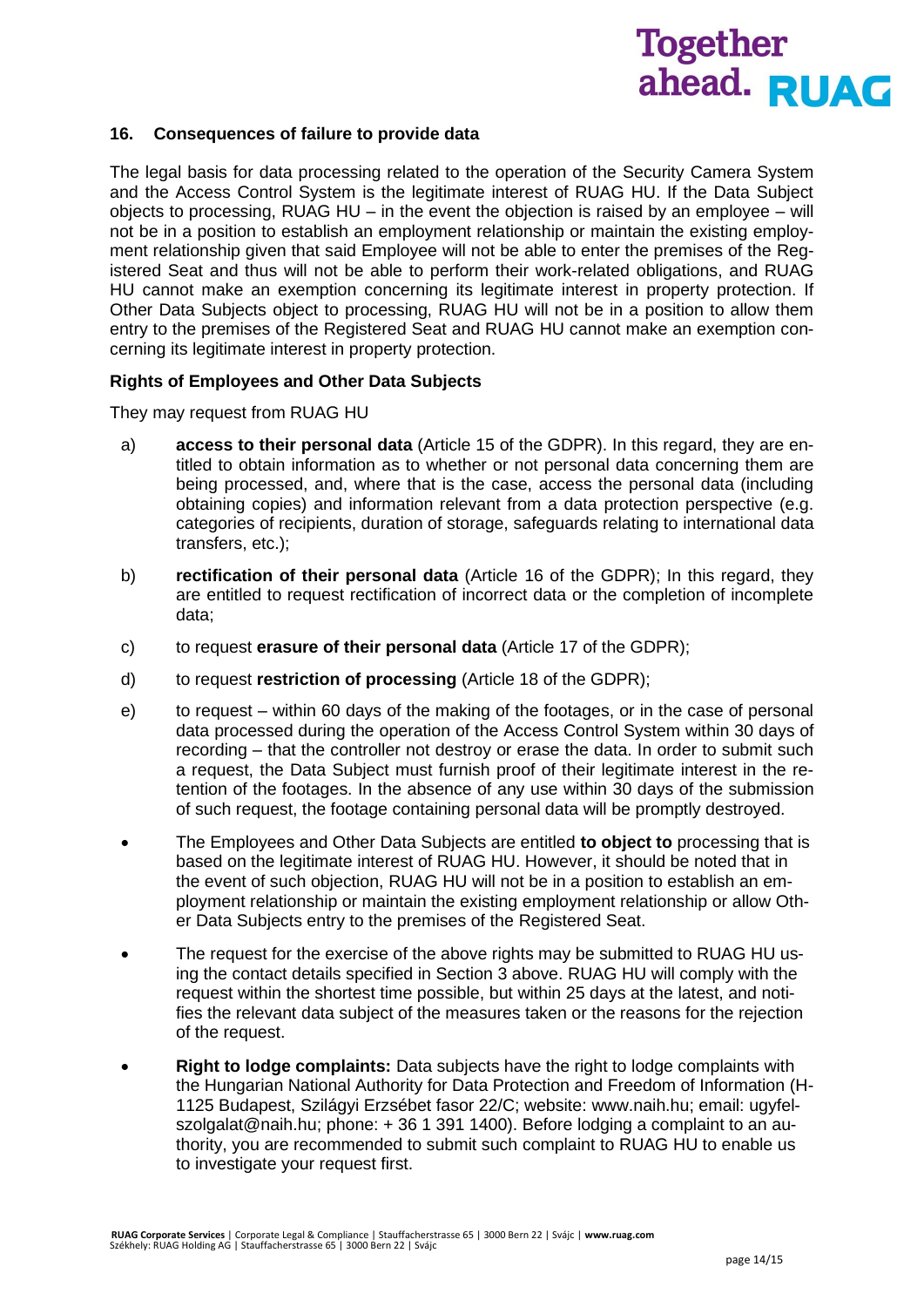## 16. Consequences of failure to provide data

The legal basis for data processing related to the operation of the Security Camera System and the Access Control System is the legitimate interest of RUAG HU. If the Data Subject objects to processing, RUAG HU – in the event the objection is raised by an employee – will not be in a position to establish an employment relationship or maintain the existing employment relationship given that said Employee will not be able to enter the premises of the Registered Seat and thus will not be able to perform their work-related obligations, and RUAG HU cannot make an exemption concerning its legitimate interest in property protection. If Other Data Subjects object to processing, RUAG HU will not be in a position to allow them entry to the premises of the Registered Seat and RUAG HU cannot make an exemption concerning its legitimate interest in property protection.

**Rights of Employees and Other Data Subjects**

They may request from RUAG HU

a) **access to their personal data** (Article 15 of the GDPR). In this regard, they are entitled to obtain information as to whether or not personal data concerning them are being processed, and, where that is the case, access the personal data (including obtaining copies) and information relevant from a data protection perspective (e.g. categories of recipients, duration of storage, safeguards relating to international data transfers, etc.);

b) **rectification of their personal data** (Article 16 of the GDPR); In this regard, they are entitled to request rectification of incorrect data or the completion of incomplete data;

c) to request **erasure of their personal data** (Article 17 of the GDPR);

d) to request **restriction of processing** (Article 18 of the GDPR);

e) to request – within 60 days of the making of the footages, or in the case of personal data processed during the operation of the Access Control System within 30 days of recording – that the controller not destroy or erase the data. In order to submit such a request, the Data Subject must furnish proof of their legitimate interest in the retention of the footages. In the absence of any use within 30 days of the submission of such request, the footage containing personal data will be promptly destroyed.

- The Employees and Other Data Subjects are entitled **to object to** processing that is based on the legitimate interest of RUAG HU. However, it should be noted that in the event of such objection, RUAG HU will not be in a position to establish an employment relationship or maintain the existing employment relationship or allow Other Data Subjects entry to the premises of the Registered Seat.
- The request for the exercise of the above rights may be submitted to RUAG HU using the contact details specified in Section 3 above. RUAG HU will comply with the request within the shortest time possible, but within 25 days at the latest, and notifies the relevant data subject of the measures taken or the reasons for the rejection of the request.
- **Right to lodge complaints:** Data subjects have the right to lodge complaints with the Hungarian National Authority for Data Protection and Freedom of Information (H-1125 Budapest, Szilágyi Erzsébet fasor 22/C; website: www.naih.hu; email: ugyfelszolgalat@naih.hu; phone: + 36 1 391 1400). Before lodging a complaint to an authority, you are recommended to submit such complaint to RUAG HU to enable us to investigate your request first.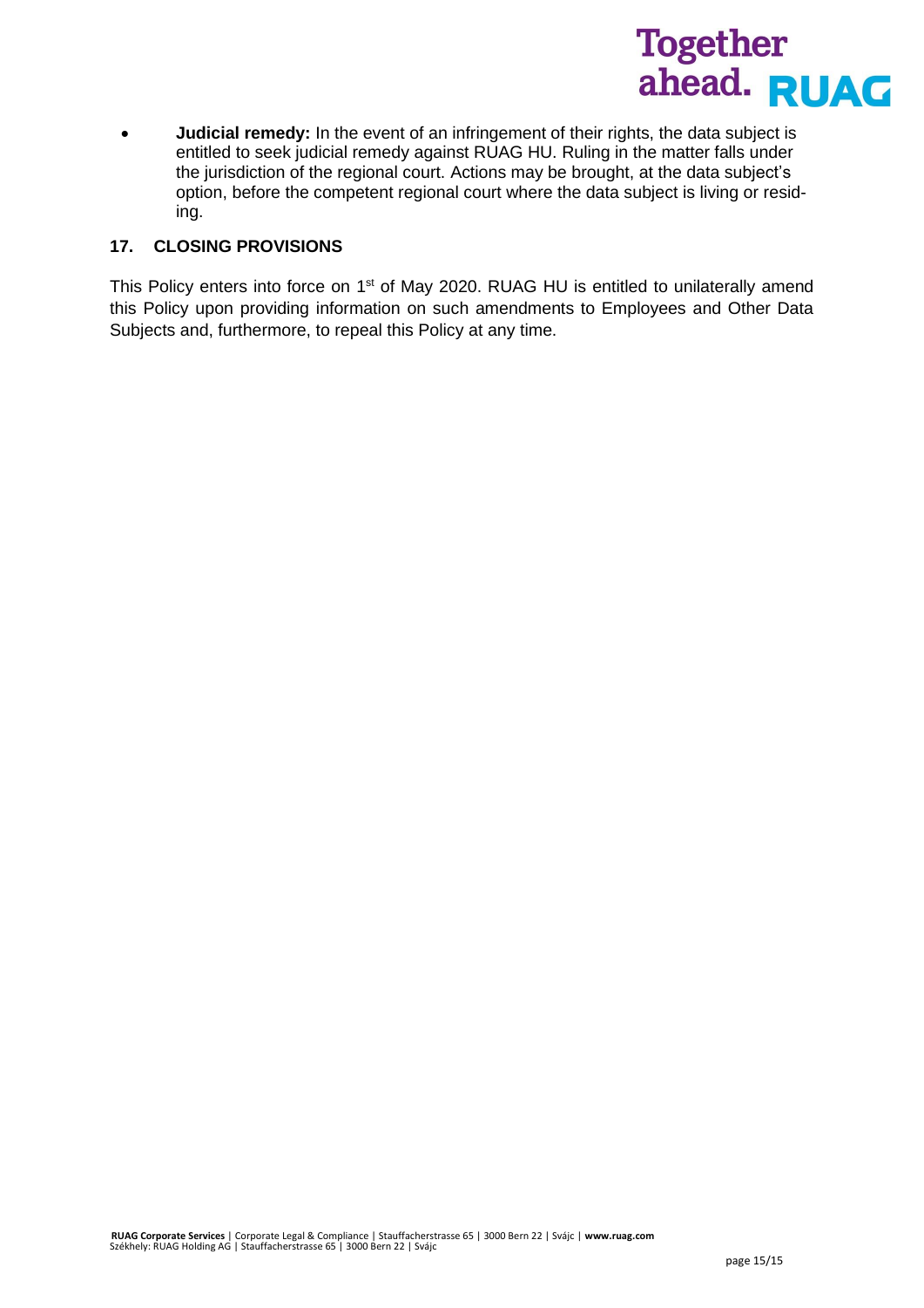- **Judicial remedy:** In the event of an infringement of their rights, the data subject is entitled to seek judicial remedy against RUAG HU. Ruling in the matter falls under the jurisdiction of the regional court. Actions may be brought, at the data subject's option, before the competent regional court where the data subject is living or residing.

## 17. CLOSING PROVISIONS

This Policy enters into force on 1st of May 2020. RUAG HU is entitled to unilaterally amend this Policy upon providing information on such amendments to Employees and Other Data Subjects and, furthermore, to repeal this Policy at any time.